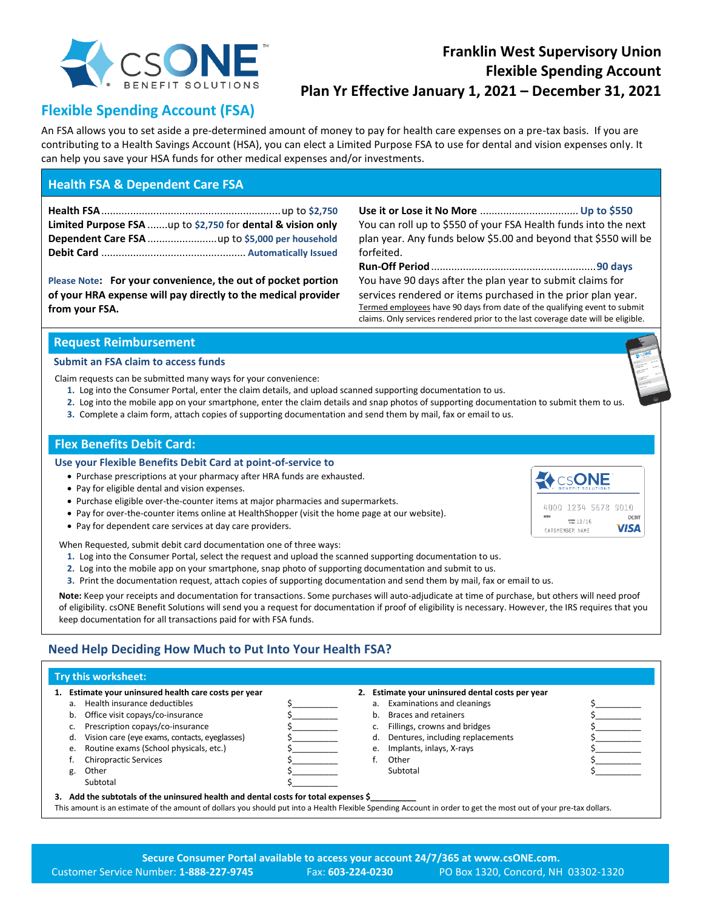# Franklin West Supervisory Union
# Flexible Spending Account
# Plan Yr Effective January 1, 2021 – December 31, 2021

## Flexible Spending Account (FSA)

An FSA allows you to set aside a pre-determined amount of money to pay for health care expenses on a pre-tax basis. If you are contributing to a Health Savings Account (HSA), you can elect a Limited Purpose FSA to use for dental and vision expenses only. It can help you save your HSA funds for other medical expenses and/or investments.

## Health FSA & Dependent Care FSA

**Health FSA** .......... up to **$2,750**
**Limited Purpose FSA** ....... up to **$2,750** for **dental & vision only**
**Dependent Care FSA** .......... up to **$5,000 per household**
**Debit Card** .......... **Automatically Issued**

**Please Note: For your convenience, the out of pocket portion of your HRA expense will pay directly to the medical provider from your FSA.**

**Use it or Lose it No More** .......... **Up to $550**
You can roll up to $550 of your FSA Health funds into the next plan year. Any funds below $5.00 and beyond that $550 will be forfeited.

**Run-Off Period** .......... **90 days**
You have 90 days after the plan year to submit claims for services rendered or items purchased in the prior plan year. Termed employees have 90 days from date of the qualifying event to submit claims. Only services rendered prior to the last coverage date will be eligible.

## Request Reimbursement

### Submit an FSA claim to access funds

Claim requests can be submitted many ways for your convenience:

1. Log into the Consumer Portal, enter the claim details, and upload scanned supporting documentation to us.
2. Log into the mobile app on your smartphone, enter the claim details and snap photos of supporting documentation to submit them to us.
3. Complete a claim form, attach copies of supporting documentation and send them by mail, fax or email to us.

## Flex Benefits Debit Card:

### Use your Flexible Benefits Debit Card at point-of-service to

- Purchase prescriptions at your pharmacy after HRA funds are exhausted.
- Pay for eligible dental and vision expenses.
- Purchase eligible over-the-counter items at major pharmacies and supermarkets.
- Pay for over-the-counter items online at HealthShopper (visit the home page at our website).
- Pay for dependent care services at day care providers.

When Requested, submit debit card documentation one of three ways:

1. Log into the Consumer Portal, select the request and upload the scanned supporting documentation to us.
2. Log into the mobile app on your smartphone, snap photo of supporting documentation and submit to us.
3. Print the documentation request, attach copies of supporting documentation and send them by mail, fax or email to us.

**Note:** Keep your receipts and documentation for transactions. Some purchases will auto-adjudicate at time of purchase, but others will need proof of eligibility. csONE Benefit Solutions will send you a request for documentation if proof of eligibility is necessary. However, the IRS requires that you keep documentation for all transactions paid for with FSA funds.

## Need Help Deciding How Much to Put Into Your Health FSA?

### Try this worksheet:

**1. Estimate your uninsured health care costs per year**

| | | |
|---|---|---|
| a. | Health insurance deductibles | $__________ |
| b. | Office visit copays/co-insurance | $__________ |
| c. | Prescription copays/co-insurance | $__________ |
| d. | Vision care (eye exams, contacts, eyeglasses) | $__________ |
| e. | Routine exams (School physicals, etc.) | $__________ |
| f. | Chiropractic Services | $__________ |
| g. | Other | $__________ |
| | Subtotal | $__________ |

**2. Estimate your uninsured dental costs per year**

| | | |
|---|---|---|
| a. | Examinations and cleanings | $__________ |
| b. | Braces and retainers | $__________ |
| c. | Fillings, crowns and bridges | $__________ |
| d. | Dentures, including replacements | $__________ |
| e. | Implants, inlays, X-rays | $__________ |
| f. | Other | $__________ |
| | Subtotal | $__________ |

**3. Add the subtotals of the uninsured health and dental costs for total expenses $__________**

This amount is an estimate of the amount of dollars you should put into a Health Flexible Spending Account in order to get the most out of your pre-tax dollars.

**Secure Consumer Portal available to access your account 24/7/365 at www.csONE.com.**
Customer Service Number: **1-888-227-9745** Fax: **603-224-0230** PO Box 1320, Concord, NH 03302-1320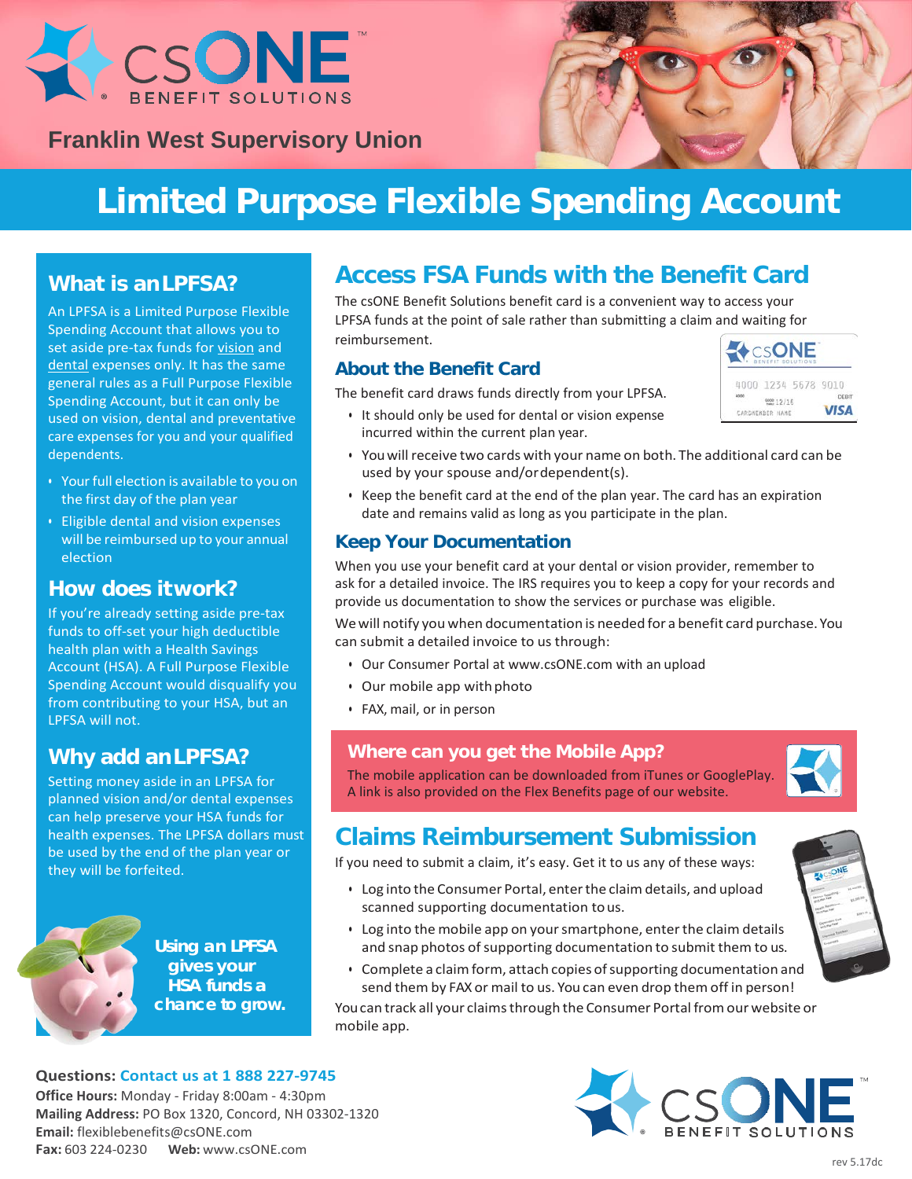# Franklin West Supervisory Union

# Limited Purpose Flexible Spending Account

## What is an LPFSA?

An LPFSA is a Limited Purpose Flexible Spending Account that allows you to set aside pre-tax funds for vision and dental expenses only. It has the same general rules as a Full Purpose Flexible Spending Account, but it can only be used on vision, dental and preventative care expenses for you and your qualified dependents.

- Your full election is available to you on the first day of the plan year
- Eligible dental and vision expenses will be reimbursed up to your annual election

## How does it work?

If you're already setting aside pre-tax funds to off-set your high deductible health plan with a Health Savings Account (HSA). A Full Purpose Flexible Spending Account would disqualify you from contributing to your HSA, but an LPFSA will not.

## Why add an LPFSA?

Setting money aside in an LPFSA for planned vision and/or dental expenses can help preserve your HSA funds for health expenses. The LPFSA dollars must be used by the end of the plan year or they will be forfeited.

**Using an LPFSA gives your HSA funds a chance to grow.**

## Access FSA Funds with the Benefit Card

The csONE Benefit Solutions benefit card is a convenient way to access your LPFSA funds at the point of sale rather than submitting a claim and waiting for reimbursement.

### About the Benefit Card

The benefit card draws funds directly from your LPFSA.

- It should only be used for dental or vision expense incurred within the current plan year.
- You will receive two cards with your name on both. The additional card can be used by your spouse and/or dependent(s).
- Keep the benefit card at the end of the plan year. The card has an expiration date and remains valid as long as you participate in the plan.

### Keep Your Documentation

When you use your benefit card at your dental or vision provider, remember to ask for a detailed invoice. The IRS requires you to keep a copy for your records and provide us documentation to show the services or purchase was eligible.

We will notify you when documentation is needed for a benefit card purchase. You can submit a detailed invoice to us through:

- Our Consumer Portal at www.csONE.com with an upload
- Our mobile app with photo
- FAX, mail, or in person

### Where can you get the Mobile App?

The mobile application can be downloaded from iTunes or GooglePlay. A link is also provided on the Flex Benefits page of our website.

## Claims Reimbursement Submission

If you need to submit a claim, it's easy. Get it to us any of these ways:

- Log into the Consumer Portal, enter the claim details, and upload scanned supporting documentation to us.
- Log into the mobile app on your smartphone, enter the claim details and snap photos of supporting documentation to submit them to us.
- Complete a claim form, attach copies of supporting documentation and send them by FAX or mail to us. You can even drop them off in person!

You can track all your claims through the Consumer Portal from our website or mobile app.

**Questions:** Contact us at 1 888 227-9745
**Office Hours:** Monday - Friday 8:00am - 4:30pm
**Mailing Address:** PO Box 1320, Concord, NH 03302-1320
**Email:** flexiblebenefits@csONE.com
**Fax:** 603 224-0230 **Web:** www.csONE.com

rev 5.17dc